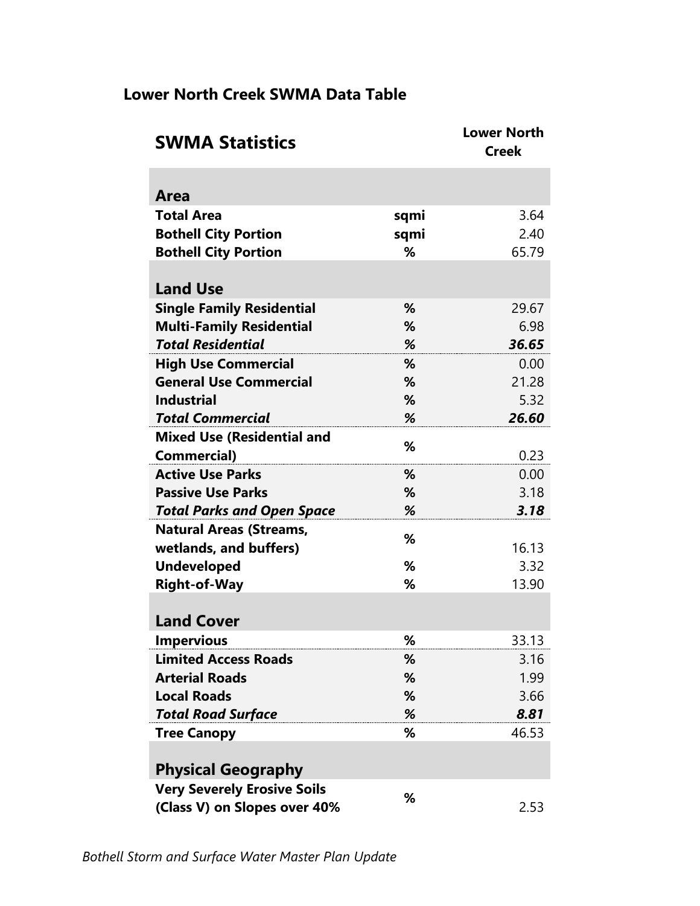## Lower North Creek SWMA Data Table

| SWMA Statistics | | Lower North Creek |
|---|---|---|
| **Area** | | |
| **Total Area** | sqmi | 3.64 |
| **Bothell City Portion** | sqmi | 2.40 |
| **Bothell City Portion** | % | 65.79 |
| **Land Use** | | |
| **Single Family Residential** | % | 29.67 |
| **Multi-Family Residential** | % | 6.98 |
| ***Total Residential*** | *%* | ***36.65*** |
| **High Use Commercial** | % | 0.00 |
| **General Use Commercial** | % | 21.28 |
| **Industrial** | % | 5.32 |
| ***Total Commercial*** | *%* | ***26.60*** |
| **Mixed Use (Residential and Commercial)** | % | 0.23 |
| **Active Use Parks** | % | 0.00 |
| **Passive Use Parks** | % | 3.18 |
| ***Total Parks and Open Space*** | *%* | ***3.18*** |
| **Natural Areas (Streams, wetlands, and buffers)** | % | 16.13 |
| **Undeveloped** | % | 3.32 |
| **Right-of-Way** | % | 13.90 |
| **Land Cover** | | |
| **Impervious** | % | 33.13 |
| **Limited Access Roads** | % | 3.16 |
| **Arterial Roads** | % | 1.99 |
| **Local Roads** | % | 3.66 |
| ***Total Road Surface*** | *%* | ***8.81*** |
| **Tree Canopy** | % | 46.53 |
| **Physical Geography** | | |
| **Very Severely Erosive Soils (Class V) on Slopes over 40%** | % | 2.53 |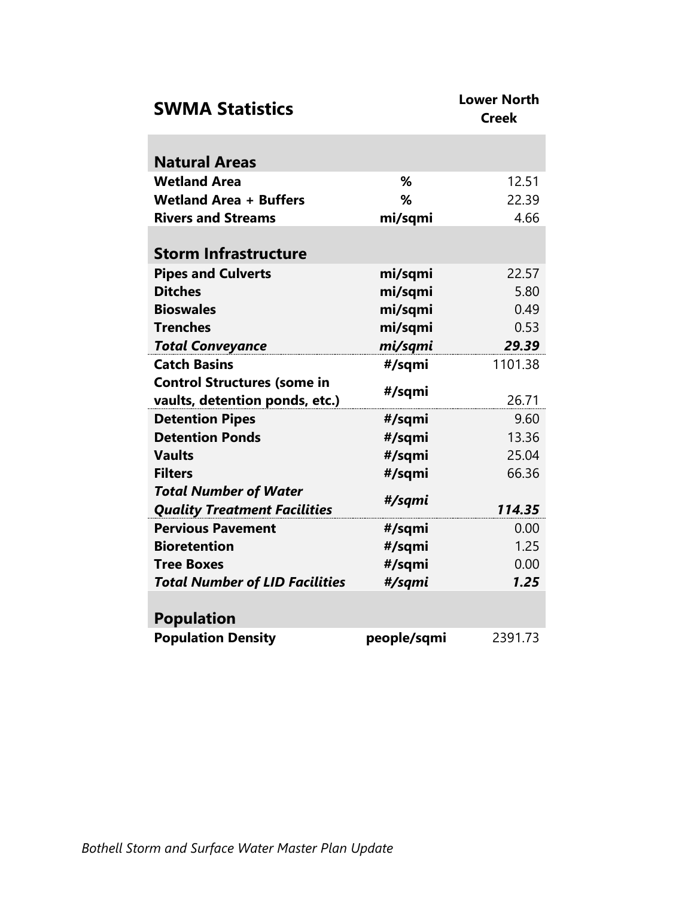| SWMA Statistics | | Lower North Creek |
|---|---|---|
| **Natural Areas** | | |
| **Wetland Area** | **%** | 12.51 |
| **Wetland Area + Buffers** | **%** | 22.39 |
| **Rivers and Streams** | **mi/sqmi** | 4.66 |
| **Storm Infrastructure** | | |
| **Pipes and Culverts** | **mi/sqmi** | 22.57 |
| **Ditches** | **mi/sqmi** | 5.80 |
| **Bioswales** | **mi/sqmi** | 0.49 |
| **Trenches** | **mi/sqmi** | 0.53 |
| ***Total Conveyance*** | ***mi/sqmi*** | ***29.39*** |
| **Catch Basins** | **#/sqmi** | 1101.38 |
| **Control Structures (some in vaults, detention ponds, etc.)** | **#/sqmi** | 26.71 |
| **Detention Pipes** | **#/sqmi** | 9.60 |
| **Detention Ponds** | **#/sqmi** | 13.36 |
| **Vaults** | **#/sqmi** | 25.04 |
| **Filters** | **#/sqmi** | 66.36 |
| ***Total Number of Water Quality Treatment Facilities*** | ***#/sqmi*** | ***114.35*** |
| **Pervious Pavement** | **#/sqmi** | 0.00 |
| **Bioretention** | **#/sqmi** | 1.25 |
| **Tree Boxes** | **#/sqmi** | 0.00 |
| ***Total Number of LID Facilities*** | ***#/sqmi*** | ***1.25*** |
| **Population** | | |
| **Population Density** | **people/sqmi** | 2391.73 |